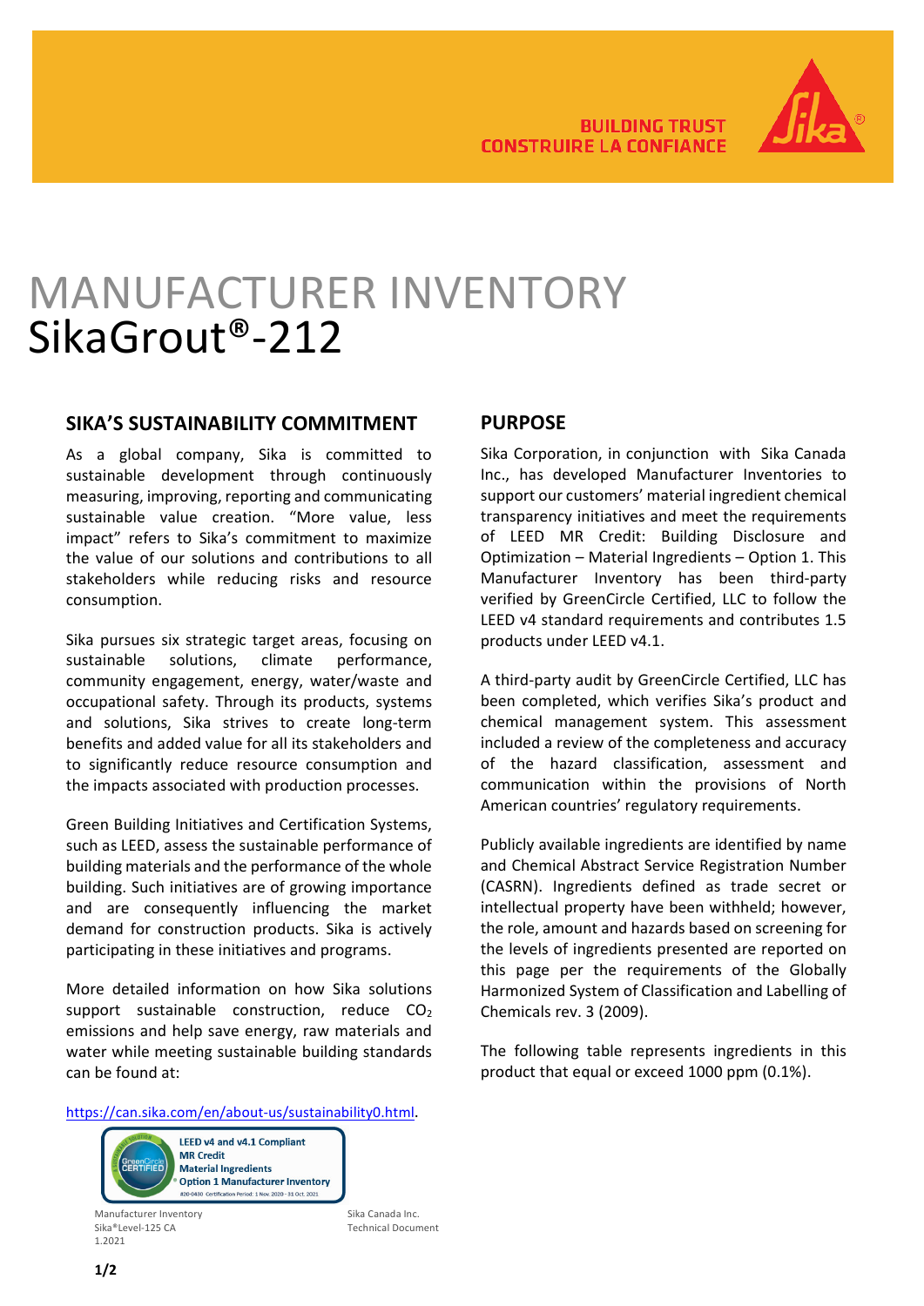BUILDING TRUST
CONSTRUIRE LA CONFIANCE

# MANUFACTURER INVENTORY
# SikaGrout®-212

## SIKA'S SUSTAINABILITY COMMITMENT

As a global company, Sika is committed to sustainable development through continuously measuring, improving, reporting and communicating sustainable value creation. "More value, less impact" refers to Sika's commitment to maximize the value of our solutions and contributions to all stakeholders while reducing risks and resource consumption.

Sika pursues six strategic target areas, focusing on sustainable solutions, climate performance, community engagement, energy, water/waste and occupational safety. Through its products, systems and solutions, Sika strives to create long-term benefits and added value for all its stakeholders and to significantly reduce resource consumption and the impacts associated with production processes.

Green Building Initiatives and Certification Systems, such as LEED, assess the sustainable performance of building materials and the performance of the whole building. Such initiatives are of growing importance and are consequently influencing the market demand for construction products. Sika is actively participating in these initiatives and programs.

More detailed information on how Sika solutions support sustainable construction, reduce $CO_2$ emissions and help save energy, raw materials and water while meeting sustainable building standards can be found at:

https://can.sika.com/en/about-us/sustainability0.html.

GreenCircle CERTIFIED
LEED v4 and v4.1 Compliant
MR Credit
Material Ingredients
Option 1 Manufacturer Inventory
#20-0430 Certification Period: 1 Nov. 2020 - 31 Oct. 2021

## PURPOSE

Sika Corporation, in conjunction with Sika Canada Inc., has developed Manufacturer Inventories to support our customers' material ingredient chemical transparency initiatives and meet the requirements of LEED MR Credit: Building Disclosure and Optimization – Material Ingredients – Option 1. This Manufacturer Inventory has been third-party verified by GreenCircle Certified, LLC to follow the LEED v4 standard requirements and contributes 1.5 products under LEED v4.1.

A third-party audit by GreenCircle Certified, LLC has been completed, which verifies Sika's product and chemical management system. This assessment included a review of the completeness and accuracy of the hazard classification, assessment and communication within the provisions of North American countries' regulatory requirements.

Publicly available ingredients are identified by name and Chemical Abstract Service Registration Number (CASRN). Ingredients defined as trade secret or intellectual property have been withheld; however, the role, amount and hazards based on screening for the levels of ingredients presented are reported on this page per the requirements of the Globally Harmonized System of Classification and Labelling of Chemicals rev. 3 (2009).

The following table represents ingredients in this product that equal or exceed 1000 ppm (0.1%).

Manufacturer Inventory
Sika®Level-125 CA
1.2021

Sika Canada Inc.
Technical Document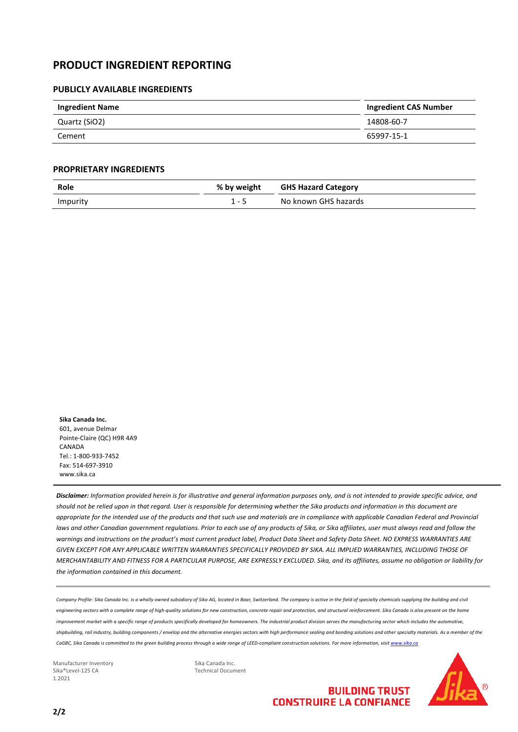# PRODUCT INGREDIENT REPORTING

## PUBLICLY AVAILABLE INGREDIENTS

| Ingredient Name | Ingredient CAS Number |
|---|---|
| Quartz (SiO2) | 14808-60-7 |
| Cement | 65997-15-1 |

## PROPRIETARY INGREDIENTS

| Role | % by weight | GHS Hazard Category |
|---|---|---|
| Impurity | 1 - 5 | No known GHS hazards |

**Sika Canada Inc.**
601, avenue Delmar
Pointe-Claire (QC) H9R 4A9
CANADA
Tel.: 1-800-933-7452
Fax: 514-697-3910
www.sika.ca

***Disclaimer:*** *Information provided herein is for illustrative and general information purposes only, and is not intended to provide specific advice, and should not be relied upon in that regard. User is responsible for determining whether the Sika products and information in this document are appropriate for the intended use of the products and that such use and materials are in compliance with applicable Canadian Federal and Provincial laws and other Canadian government regulations. Prior to each use of any products of Sika, or Sika affiliates, user must always read and follow the warnings and instructions on the product's most current product label, Product Data Sheet and Safety Data Sheet. NO EXPRESS WARRANTIES ARE GIVEN EXCEPT FOR ANY APPLICABLE WRITTEN WARRANTIES SPECIFICALLY PROVIDED BY SIKA. ALL IMPLIED WARRANTIES, INCLUDING THOSE OF MERCHANTABILITY AND FITNESS FOR A PARTICULAR PURPOSE, ARE EXPRESSLY EXCLUDED. Sika, and its affiliates, assume no obligation or liability for the information contained in this document.*

*Company Profile: Sika Canada Inc. is a wholly owned subsidiary of Sika AG, located in Baar, Switzerland. The company is active in the field of specialty chemicals supplying the building and civil engineering sectors with a complete range of high-quality solutions for new construction, concrete repair and protection, and structural reinforcement. Sika Canada is also present on the home improvement market with a specific range of products specifically developed for homeowners. The industrial product division serves the manufacturing sector which includes the automotive, shipbuilding, rail industry, building components / envelop and the alternative energies sectors with high performance sealing and bonding solutions and other specialty materials. As a member of the CaGBC, Sika Canada is committed to the green building process through a wide range of LEED-compliant construction solutions. For more information, visit www.sika.ca*

Manufacturer Inventory
Sika®Level-125 CA
1.2021

Sika Canada Inc.
Technical Document

**BUILDING TRUST**
**CONSTRUIRE LA CONFIANCE**